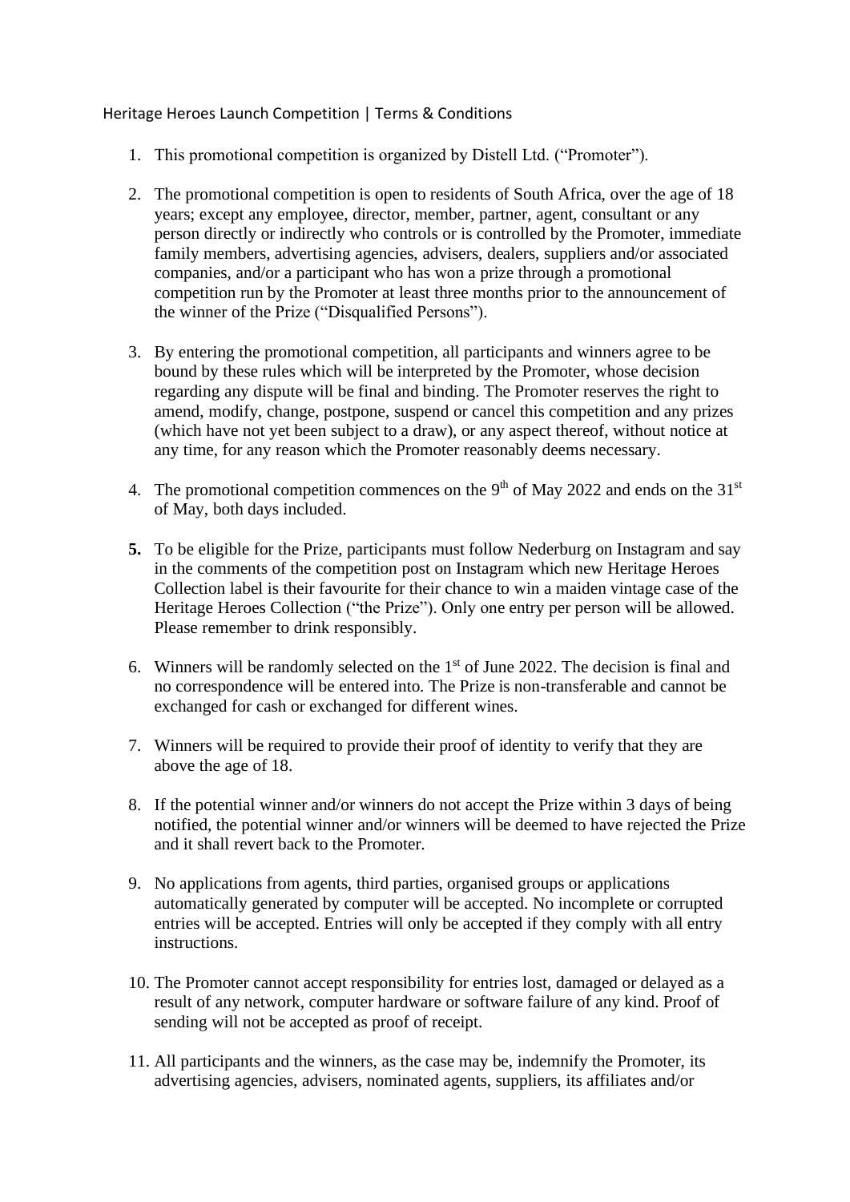Heritage Heroes Launch Competition | Terms & Conditions

1. This promotional competition is organized by Distell Ltd. ("Promoter").

2. The promotional competition is open to residents of South Africa, over the age of 18 years; except any employee, director, member, partner, agent, consultant or any person directly or indirectly who controls or is controlled by the Promoter, immediate family members, advertising agencies, advisers, dealers, suppliers and/or associated companies, and/or a participant who has won a prize through a promotional competition run by the Promoter at least three months prior to the announcement of the winner of the Prize ("Disqualified Persons").

3. By entering the promotional competition, all participants and winners agree to be bound by these rules which will be interpreted by the Promoter, whose decision regarding any dispute will be final and binding. The Promoter reserves the right to amend, modify, change, postpone, suspend or cancel this competition and any prizes (which have not yet been subject to a draw), or any aspect thereof, without notice at any time, for any reason which the Promoter reasonably deems necessary.

4. The promotional competition commences on the 9th of May 2022 and ends on the 31st of May, both days included.

5. To be eligible for the Prize, participants must follow Nederburg on Instagram and say in the comments of the competition post on Instagram which new Heritage Heroes Collection label is their favourite for their chance to win a maiden vintage case of the Heritage Heroes Collection ("the Prize"). Only one entry per person will be allowed. Please remember to drink responsibly.

6. Winners will be randomly selected on the 1st of June 2022. The decision is final and no correspondence will be entered into. The Prize is non-transferable and cannot be exchanged for cash or exchanged for different wines.

7. Winners will be required to provide their proof of identity to verify that they are above the age of 18.

8. If the potential winner and/or winners do not accept the Prize within 3 days of being notified, the potential winner and/or winners will be deemed to have rejected the Prize and it shall revert back to the Promoter.

9. No applications from agents, third parties, organised groups or applications automatically generated by computer will be accepted. No incomplete or corrupted entries will be accepted. Entries will only be accepted if they comply with all entry instructions.

10. The Promoter cannot accept responsibility for entries lost, damaged or delayed as a result of any network, computer hardware or software failure of any kind. Proof of sending will not be accepted as proof of receipt.

11. All participants and the winners, as the case may be, indemnify the Promoter, its advertising agencies, advisers, nominated agents, suppliers, its affiliates and/or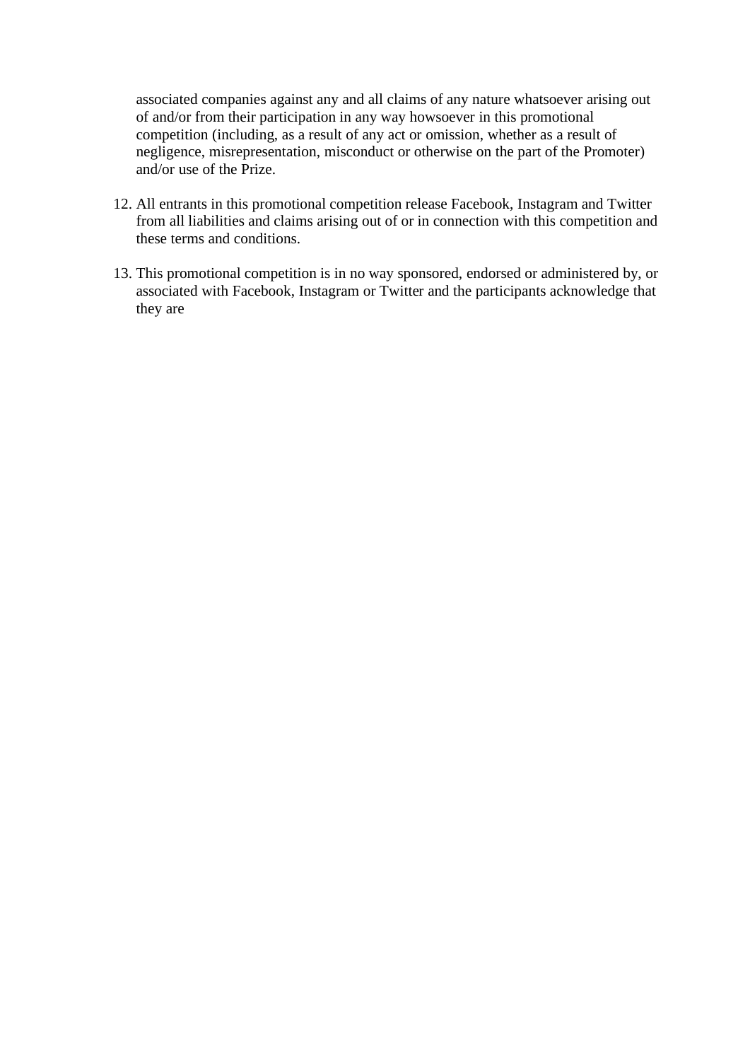associated companies against any and all claims of any nature whatsoever arising out of and/or from their participation in any way howsoever in this promotional competition (including, as a result of any act or omission, whether as a result of negligence, misrepresentation, misconduct or otherwise on the part of the Promoter) and/or use of the Prize.

12. All entrants in this promotional competition release Facebook, Instagram and Twitter from all liabilities and claims arising out of or in connection with this competition and these terms and conditions.

13. This promotional competition is in no way sponsored, endorsed or administered by, or associated with Facebook, Instagram or Twitter and the participants acknowledge that they are